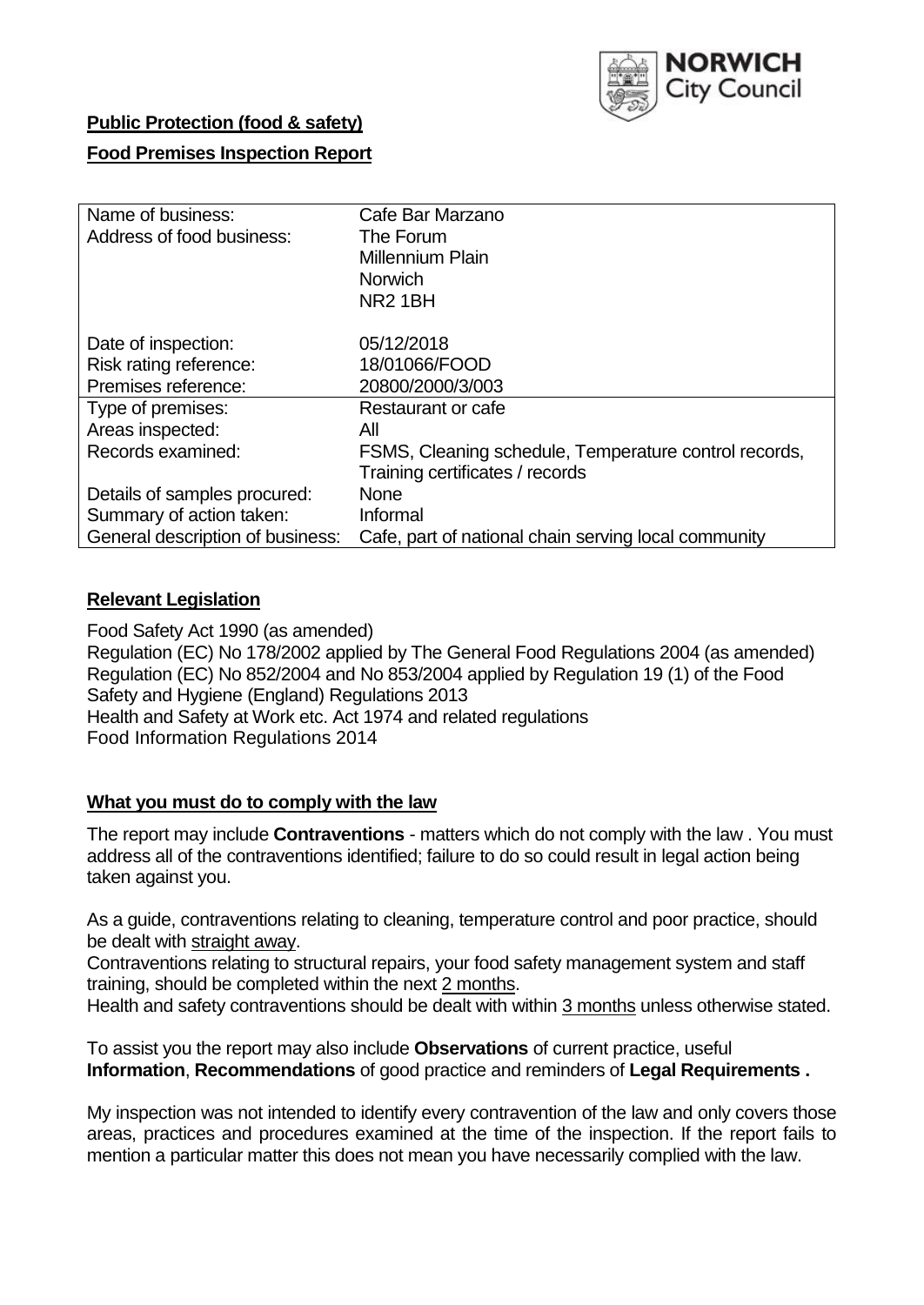**Public Protection (food & safety)**

**Food Premises Inspection Report**

| Name of business: | Cafe Bar Marzano |
|---|---|
| Address of food business: | The Forum<br>Millennium Plain<br>Norwich<br>NR2 1BH |
| Date of inspection: | 05/12/2018 |
| Risk rating reference: | 18/01066/FOOD |
| Premises reference: | 20800/2000/3/003 |
| Type of premises: | Restaurant or cafe |
| Areas inspected: | All |
| Records examined: | FSMS, Cleaning schedule, Temperature control records, Training certificates / records |
| Details of samples procured: | None |
| Summary of action taken: | Informal |
| General description of business: | Cafe, part of national chain serving local community |

## Relevant Legislation

Food Safety Act 1990 (as amended)
Regulation (EC) No 178/2002 applied by The General Food Regulations 2004 (as amended)
Regulation (EC) No 852/2004 and No 853/2004 applied by Regulation 19 (1) of the Food Safety and Hygiene (England) Regulations 2013
Health and Safety at Work etc. Act 1974 and related regulations
Food Information Regulations 2014

## What you must do to comply with the law

The report may include **Contraventions** - matters which do not comply with the law . You must address all of the contraventions identified; failure to do so could result in legal action being taken against you.

As a guide, contraventions relating to cleaning, temperature control and poor practice, should be dealt with straight away.
Contraventions relating to structural repairs, your food safety management system and staff training, should be completed within the next 2 months.
Health and safety contraventions should be dealt with within 3 months unless otherwise stated.

To assist you the report may also include **Observations** of current practice, useful **Information**, **Recommendations** of good practice and reminders of **Legal Requirements .**

My inspection was not intended to identify every contravention of the law and only covers those areas, practices and procedures examined at the time of the inspection. If the report fails to mention a particular matter this does not mean you have necessarily complied with the law.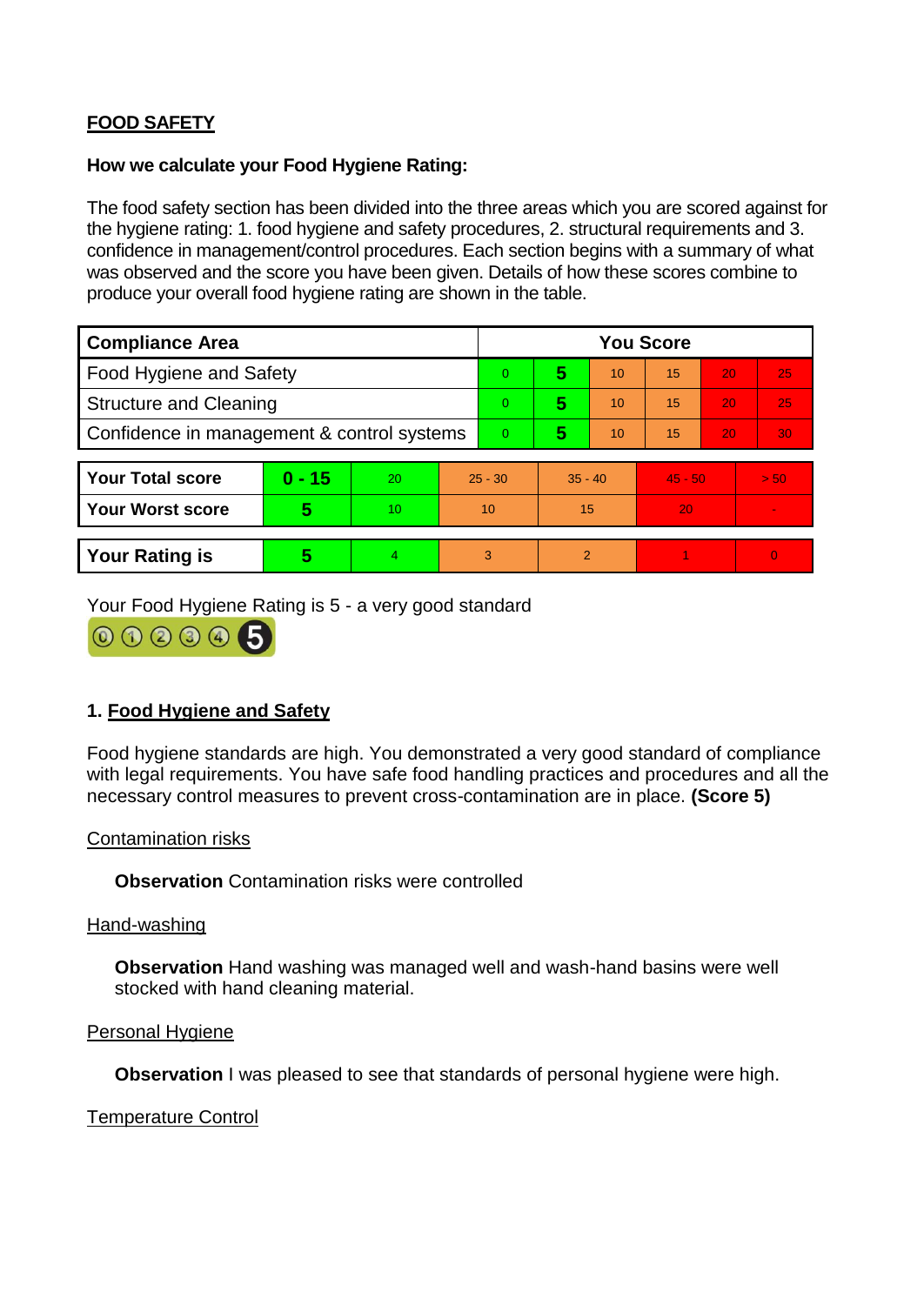## FOOD SAFETY

**How we calculate your Food Hygiene Rating:**

The food safety section has been divided into the three areas which you are scored against for the hygiene rating: 1. food hygiene and safety procedures, 2. structural requirements and 3. confidence in management/control procedures. Each section begins with a summary of what was observed and the score you have been given. Details of how these scores combine to produce your overall food hygiene rating are shown in the table.

| Compliance Area | You Score | | | | | |
|---|---|---|---|---|---|---|
| Food Hygiene and Safety | 0 | **5** | 10 | 15 | 20 | 25 |
| Structure and Cleaning | 0 | **5** | 10 | 15 | 20 | 25 |
| Confidence in management & control systems | 0 | **5** | 10 | 15 | 20 | 30 |

| | | | | | | |
|---|---|---|---|---|---|---|
| **Your Total score** | **0 - 15** | 20 | 25 - 30 | 35 - 40 | 45 - 50 | > 50 |
| **Your Worst score** | **5** | 10 | 10 | 15 | 20 | - |

| | | | | | | |
|---|---|---|---|---|---|---|
| **Your Rating is** | **5** | 4 | 3 | 2 | 1 | 0 |

Your Food Hygiene Rating is 5 - a very good standard

### 1. Food Hygiene and Safety

Food hygiene standards are high. You demonstrated a very good standard of compliance with legal requirements. You have safe food handling practices and procedures and all the necessary control measures to prevent cross-contamination are in place. **(Score 5)**

Contamination risks

**Observation** Contamination risks were controlled

Hand-washing

**Observation** Hand washing was managed well and wash-hand basins were well stocked with hand cleaning material.

Personal Hygiene

**Observation** I was pleased to see that standards of personal hygiene were high.

Temperature Control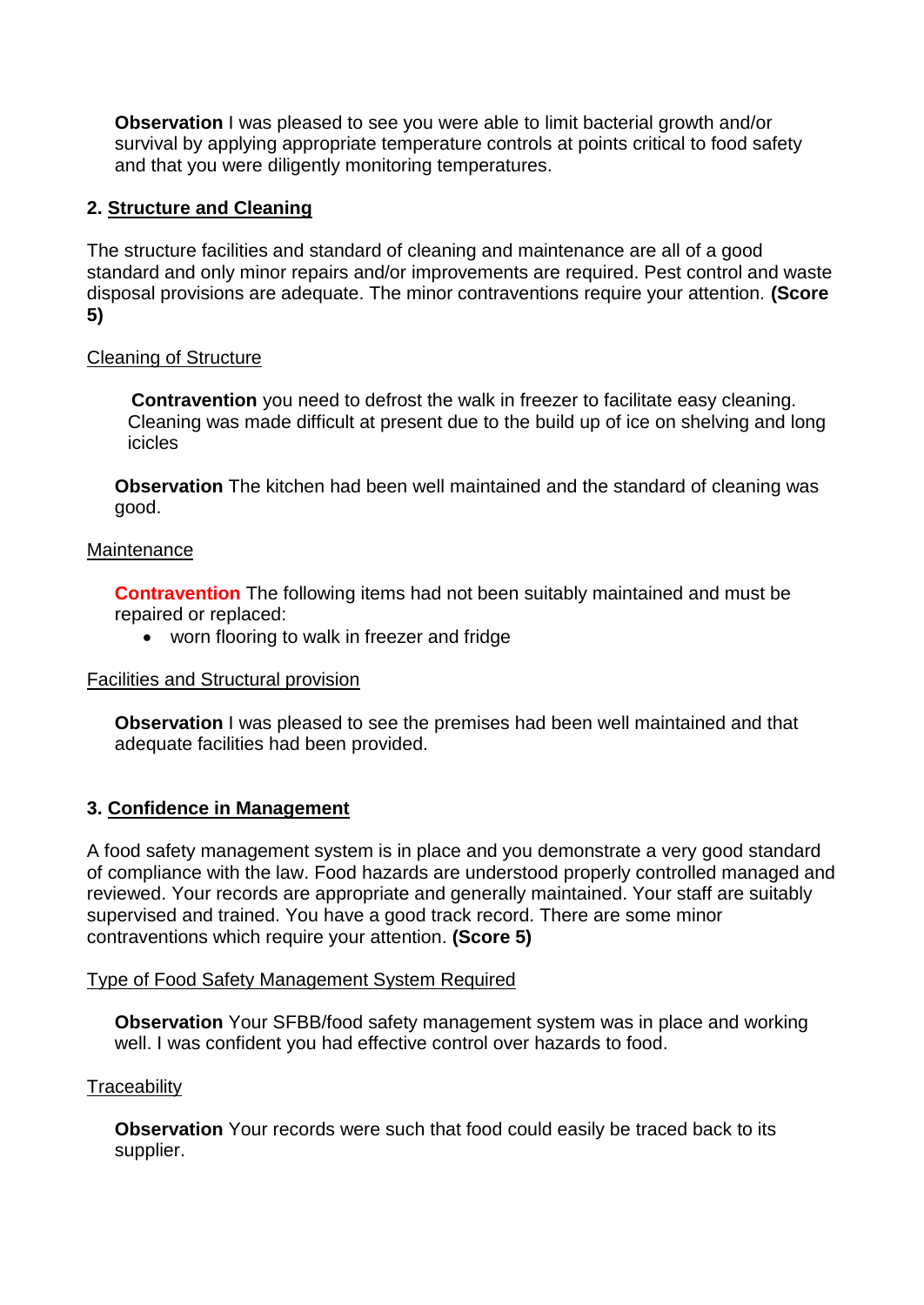**Observation** I was pleased to see you were able to limit bacterial growth and/or survival by applying appropriate temperature controls at points critical to food safety and that you were diligently monitoring temperatures.

## 2. Structure and Cleaning

The structure facilities and standard of cleaning and maintenance are all of a good standard and only minor repairs and/or improvements are required. Pest control and waste disposal provisions are adequate. The minor contraventions require your attention. **(Score 5)**

### Cleaning of Structure

**Contravention** you need to defrost the walk in freezer to facilitate easy cleaning. Cleaning was made difficult at present due to the build up of ice on shelving and long icicles

**Observation** The kitchen had been well maintained and the standard of cleaning was good.

### Maintenance

**Contravention** The following items had not been suitably maintained and must be repaired or replaced:

- worn flooring to walk in freezer and fridge

### Facilities and Structural provision

**Observation** I was pleased to see the premises had been well maintained and that adequate facilities had been provided.

## 3. Confidence in Management

A food safety management system is in place and you demonstrate a very good standard of compliance with the law. Food hazards are understood properly controlled managed and reviewed. Your records are appropriate and generally maintained. Your staff are suitably supervised and trained. You have a good track record. There are some minor contraventions which require your attention. **(Score 5)**

### Type of Food Safety Management System Required

**Observation** Your SFBB/food safety management system was in place and working well. I was confident you had effective control over hazards to food.

### Traceability

**Observation** Your records were such that food could easily be traced back to its supplier.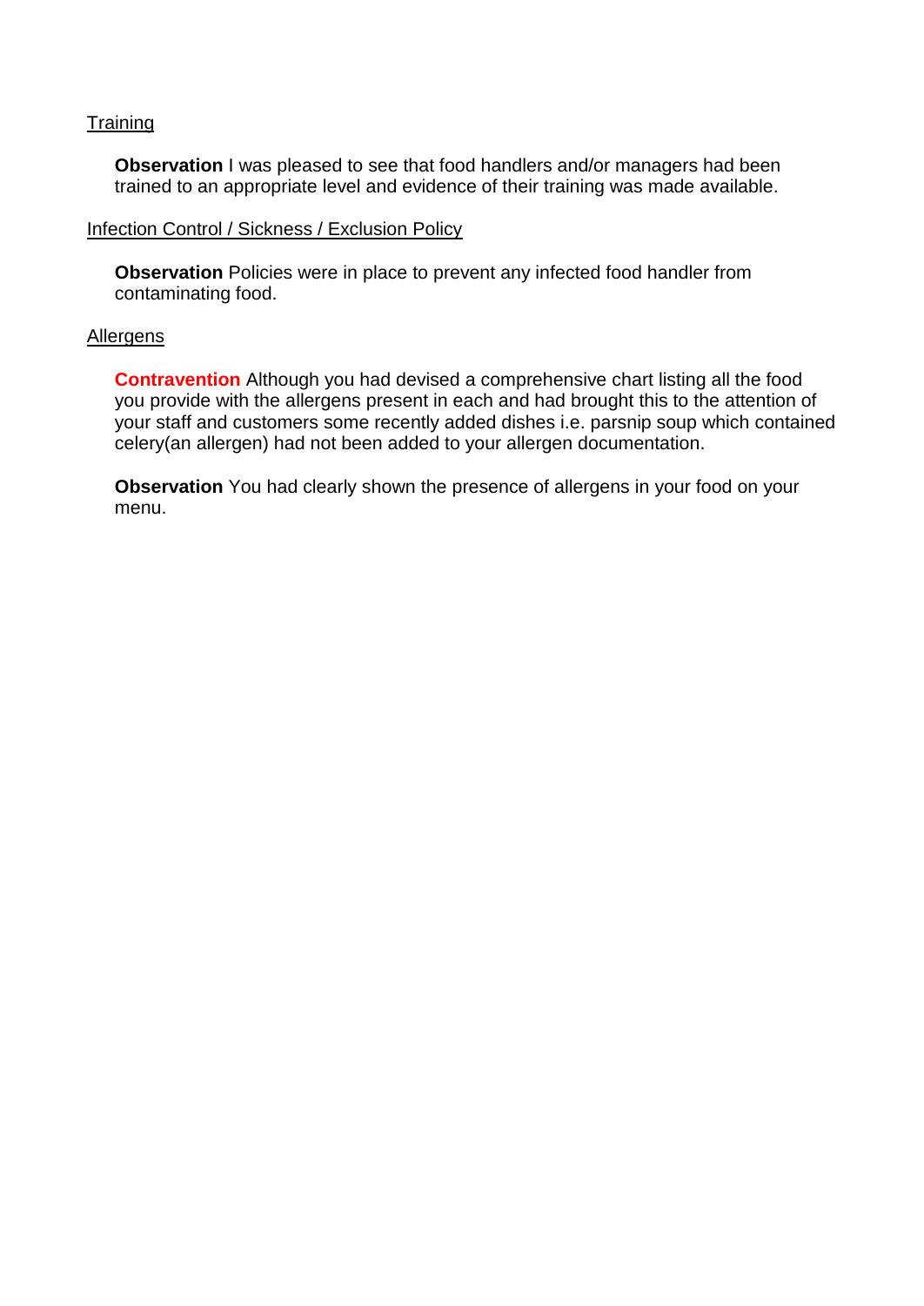## Training

**Observation** I was pleased to see that food handlers and/or managers had been trained to an appropriate level and evidence of their training was made available.

## Infection Control / Sickness / Exclusion Policy

**Observation** Policies were in place to prevent any infected food handler from contaminating food.

## Allergens

**Contravention** Although you had devised a comprehensive chart listing all the food you provide with the allergens present in each and had brought this to the attention of your staff and customers some recently added dishes i.e. parsnip soup which contained celery(an allergen) had not been added to your allergen documentation.

**Observation** You had clearly shown the presence of allergens in your food on your menu.